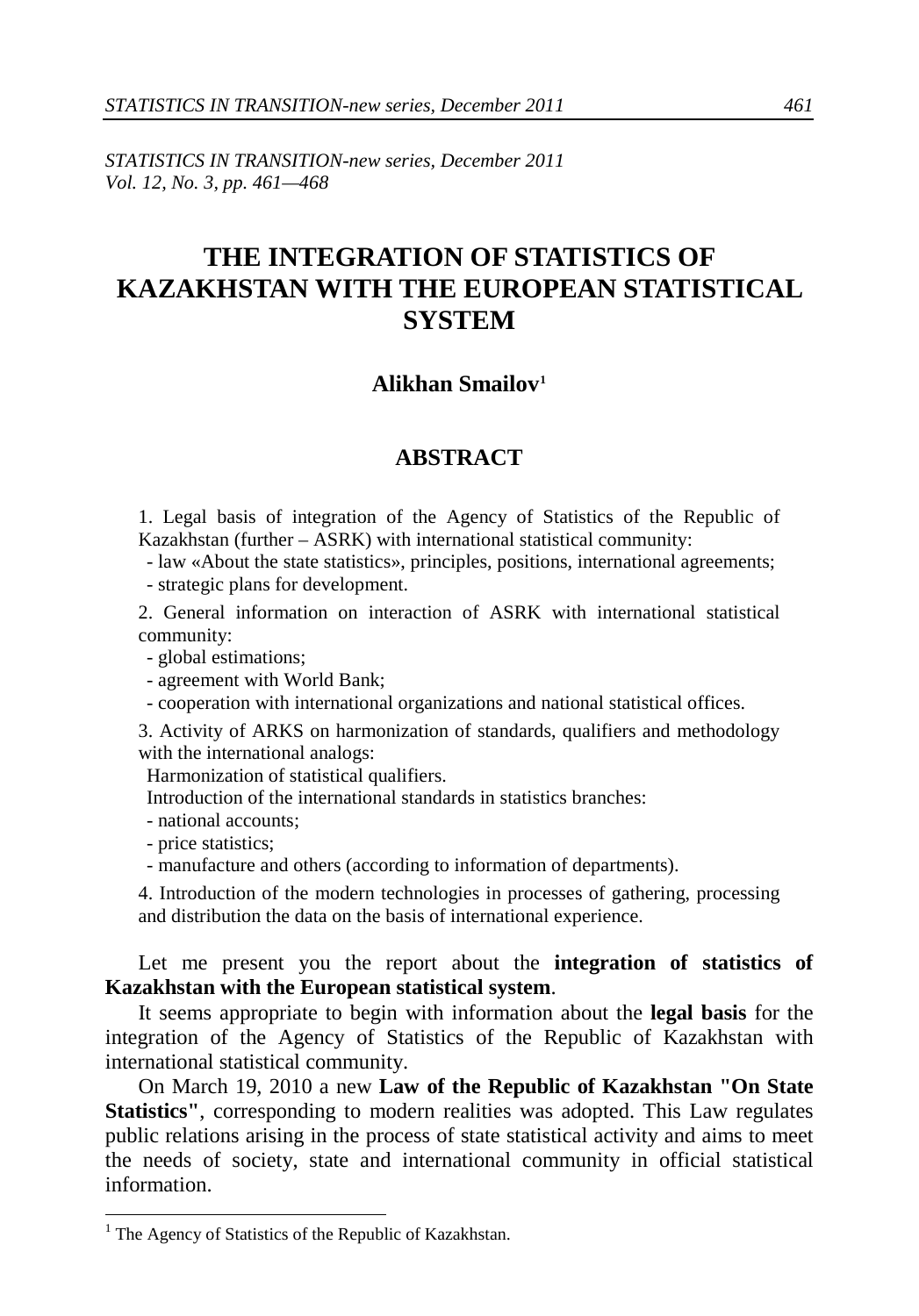*STATISTICS IN TRANSITION-new series, December 2011*
*Vol. 12, No. 3, pp. 461—468*

# THE INTEGRATION OF STATISTICS OF KAZAKHSTAN WITH THE EUROPEAN STATISTICAL SYSTEM

**Alikhan Smailov[1]**

## ABSTRACT

1. Legal basis of integration of the Agency of Statistics of the Republic of Kazakhstan (further – ASRK) with international statistical community:
   - law «About the state statistics», principles, positions, international agreements;
   - strategic plans for development.

2. General information on interaction of ASRK with international statistical community:
   - global estimations;
   - agreement with World Bank;
   - cooperation with international organizations and national statistical offices.

3. Activity of ARKS on harmonization of standards, qualifiers and methodology with the international analogs:

   Harmonization of statistical qualifiers.

   Introduction of the international standards in statistics branches:
   - national accounts;
   - price statistics;
   - manufacture and others (according to information of departments).

4. Introduction of the modern technologies in processes of gathering, processing and distribution the data on the basis of international experience.

Let me present you the report about the **integration of statistics of Kazakhstan with the European statistical system**.

It seems appropriate to begin with information about the **legal basis** for the integration of the Agency of Statistics of the Republic of Kazakhstan with international statistical community.

On March 19, 2010 a new **Law of the Republic of Kazakhstan "On State Statistics"**, corresponding to modern realities was adopted. This Law regulates public relations arising in the process of state statistical activity and aims to meet the needs of society, state and international community in official statistical information.

---

[1] The Agency of Statistics of the Republic of Kazakhstan.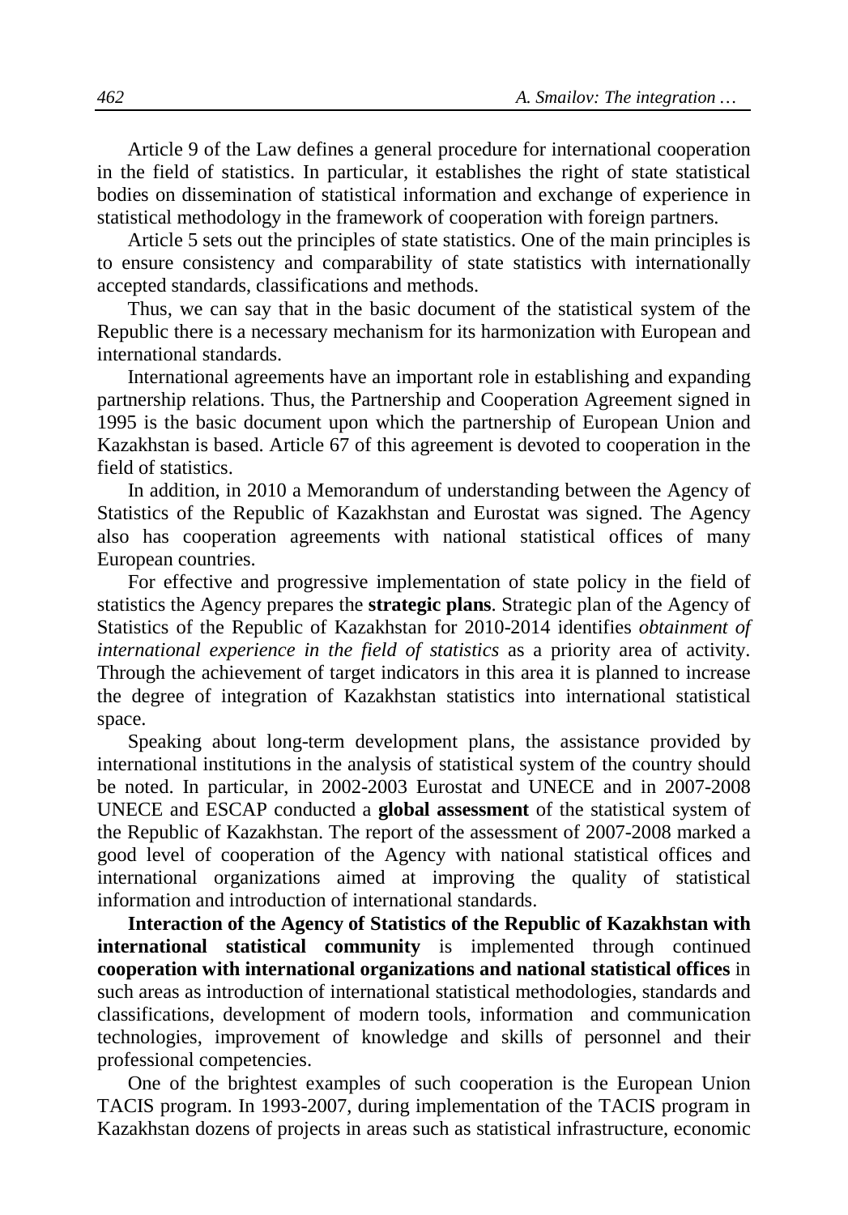Article 9 of the Law defines a general procedure for international cooperation in the field of statistics. In particular, it establishes the right of state statistical bodies on dissemination of statistical information and exchange of experience in statistical methodology in the framework of cooperation with foreign partners.

Article 5 sets out the principles of state statistics. One of the main principles is to ensure consistency and comparability of state statistics with internationally accepted standards, classifications and methods.

Thus, we can say that in the basic document of the statistical system of the Republic there is a necessary mechanism for its harmonization with European and international standards.

International agreements have an important role in establishing and expanding partnership relations. Thus, the Partnership and Cooperation Agreement signed in 1995 is the basic document upon which the partnership of European Union and Kazakhstan is based. Article 67 of this agreement is devoted to cooperation in the field of statistics.

In addition, in 2010 a Memorandum of understanding between the Agency of Statistics of the Republic of Kazakhstan and Eurostat was signed. The Agency also has cooperation agreements with national statistical offices of many European countries.

For effective and progressive implementation of state policy in the field of statistics the Agency prepares the **strategic plans**. Strategic plan of the Agency of Statistics of the Republic of Kazakhstan for 2010-2014 identifies *obtainment of international experience in the field of statistics* as a priority area of activity. Through the achievement of target indicators in this area it is planned to increase the degree of integration of Kazakhstan statistics into international statistical space.

Speaking about long-term development plans, the assistance provided by international institutions in the analysis of statistical system of the country should be noted. In particular, in 2002-2003 Eurostat and UNECE and in 2007-2008 UNECE and ESCAP conducted a **global assessment** of the statistical system of the Republic of Kazakhstan. The report of the assessment of 2007-2008 marked a good level of cooperation of the Agency with national statistical offices and international organizations aimed at improving the quality of statistical information and introduction of international standards.

**Interaction of the Agency of Statistics of the Republic of Kazakhstan with international statistical community** is implemented through continued **cooperation with international organizations and national statistical offices** in such areas as introduction of international statistical methodologies, standards and classifications, development of modern tools, information and communication technologies, improvement of knowledge and skills of personnel and their professional competencies.

One of the brightest examples of such cooperation is the European Union TACIS program. In 1993-2007, during implementation of the TACIS program in Kazakhstan dozens of projects in areas such as statistical infrastructure, economic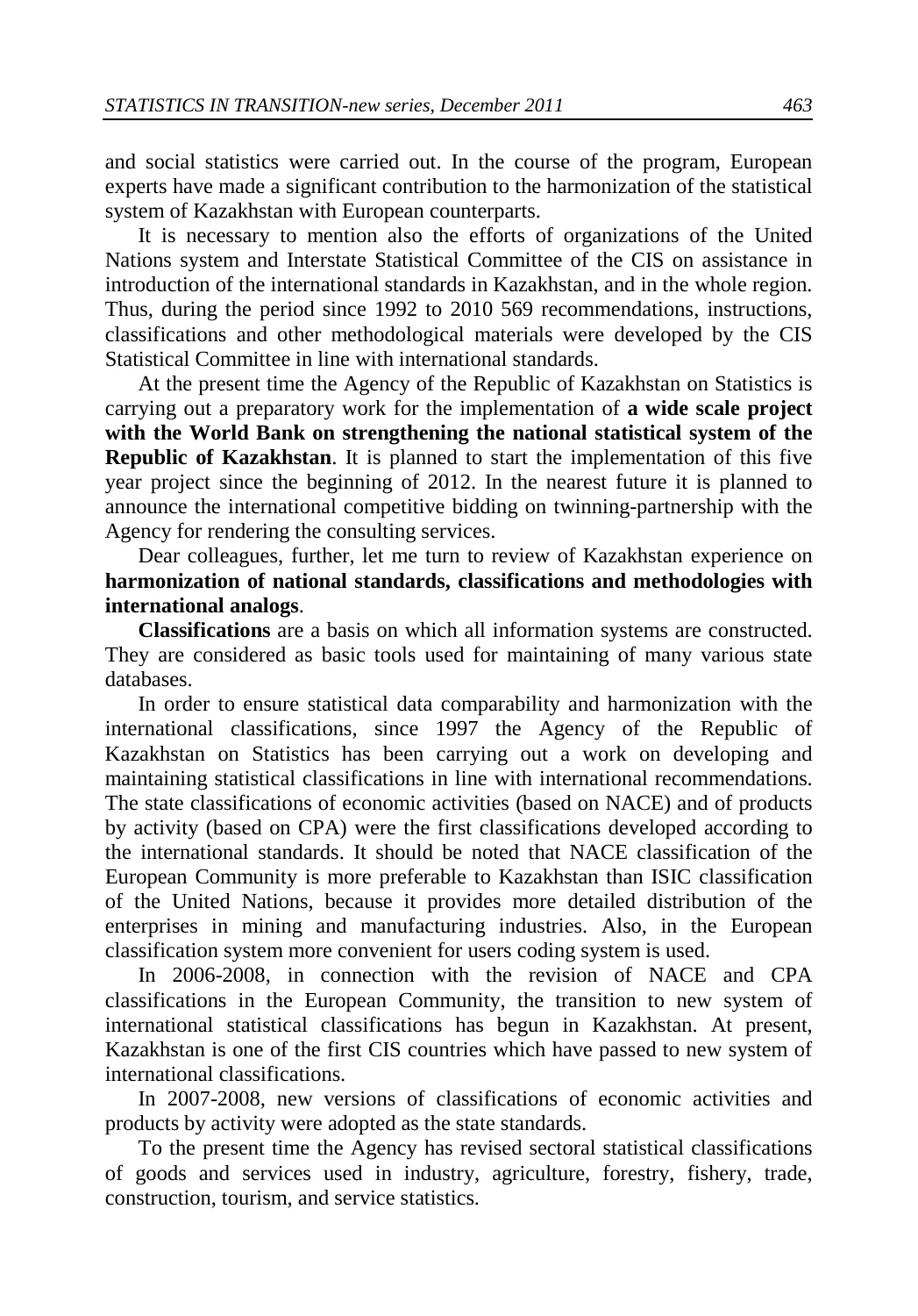and social statistics were carried out. In the course of the program, European experts have made a significant contribution to the harmonization of the statistical system of Kazakhstan with European counterparts.

It is necessary to mention also the efforts of organizations of the United Nations system and Interstate Statistical Committee of the CIS on assistance in introduction of the international standards in Kazakhstan, and in the whole region. Thus, during the period since 1992 to 2010 569 recommendations, instructions, classifications and other methodological materials were developed by the CIS Statistical Committee in line with international standards.

At the present time the Agency of the Republic of Kazakhstan on Statistics is carrying out a preparatory work for the implementation of **a wide scale project with the World Bank on strengthening the national statistical system of the Republic of Kazakhstan**. It is planned to start the implementation of this five year project since the beginning of 2012. In the nearest future it is planned to announce the international competitive bidding on twinning-partnership with the Agency for rendering the consulting services.

Dear colleagues, further, let me turn to review of Kazakhstan experience on **harmonization of national standards, classifications and methodologies with international analogs**.

**Classifications** are a basis on which all information systems are constructed. They are considered as basic tools used for maintaining of many various state databases.

In order to ensure statistical data comparability and harmonization with the international classifications, since 1997 the Agency of the Republic of Kazakhstan on Statistics has been carrying out a work on developing and maintaining statistical classifications in line with international recommendations. The state classifications of economic activities (based on NACE) and of products by activity (based on CPA) were the first classifications developed according to the international standards. It should be noted that NACE classification of the European Community is more preferable to Kazakhstan than ISIC classification of the United Nations, because it provides more detailed distribution of the enterprises in mining and manufacturing industries. Also, in the European classification system more convenient for users coding system is used.

In 2006-2008, in connection with the revision of NACE and CPA classifications in the European Community, the transition to new system of international statistical classifications has begun in Kazakhstan. At present, Kazakhstan is one of the first CIS countries which have passed to new system of international classifications.

In 2007-2008, new versions of classifications of economic activities and products by activity were adopted as the state standards.

To the present time the Agency has revised sectoral statistical classifications of goods and services used in industry, agriculture, forestry, fishery, trade, construction, tourism, and service statistics.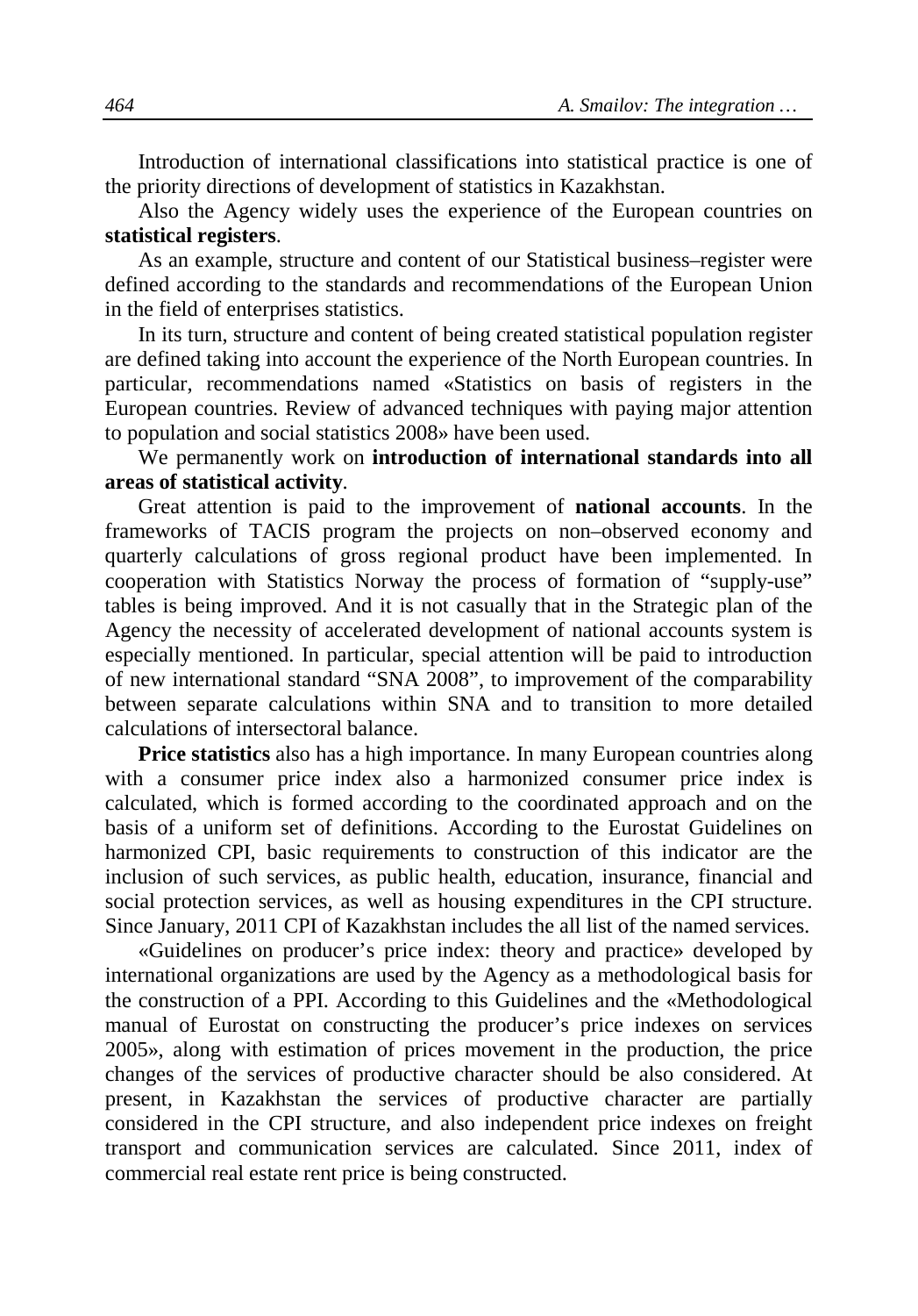Introduction of international classifications into statistical practice is one of the priority directions of development of statistics in Kazakhstan.

Also the Agency widely uses the experience of the European countries on **statistical registers**.

As an example, structure and content of our Statistical business–register were defined according to the standards and recommendations of the European Union in the field of enterprises statistics.

In its turn, structure and content of being created statistical population register are defined taking into account the experience of the North European countries. In particular, recommendations named «Statistics on basis of registers in the European countries. Review of advanced techniques with paying major attention to population and social statistics 2008» have been used.

We permanently work on **introduction of international standards into all areas of statistical activity**.

Great attention is paid to the improvement of **national accounts**. In the frameworks of TACIS program the projects on non–observed economy and quarterly calculations of gross regional product have been implemented. In cooperation with Statistics Norway the process of formation of "supply-use" tables is being improved. And it is not casually that in the Strategic plan of the Agency the necessity of accelerated development of national accounts system is especially mentioned. In particular, special attention will be paid to introduction of new international standard "SNA 2008", to improvement of the comparability between separate calculations within SNA and to transition to more detailed calculations of intersectoral balance.

**Price statistics** also has a high importance. In many European countries along with a consumer price index also a harmonized consumer price index is calculated, which is formed according to the coordinated approach and on the basis of a uniform set of definitions. According to the Eurostat Guidelines on harmonized CPI, basic requirements to construction of this indicator are the inclusion of such services, as public health, education, insurance, financial and social protection services, as well as housing expenditures in the CPI structure. Since January, 2011 CPI of Kazakhstan includes the all list of the named services.

«Guidelines on producer's price index: theory and practice» developed by international organizations are used by the Agency as a methodological basis for the construction of a PPI. According to this Guidelines and the «Methodological manual of Eurostat on constructing the producer's price indexes on services 2005», along with estimation of prices movement in the production, the price changes of the services of productive character should be also considered. At present, in Kazakhstan the services of productive character are partially considered in the CPI structure, and also independent price indexes on freight transport and communication services are calculated. Since 2011, index of commercial real estate rent price is being constructed.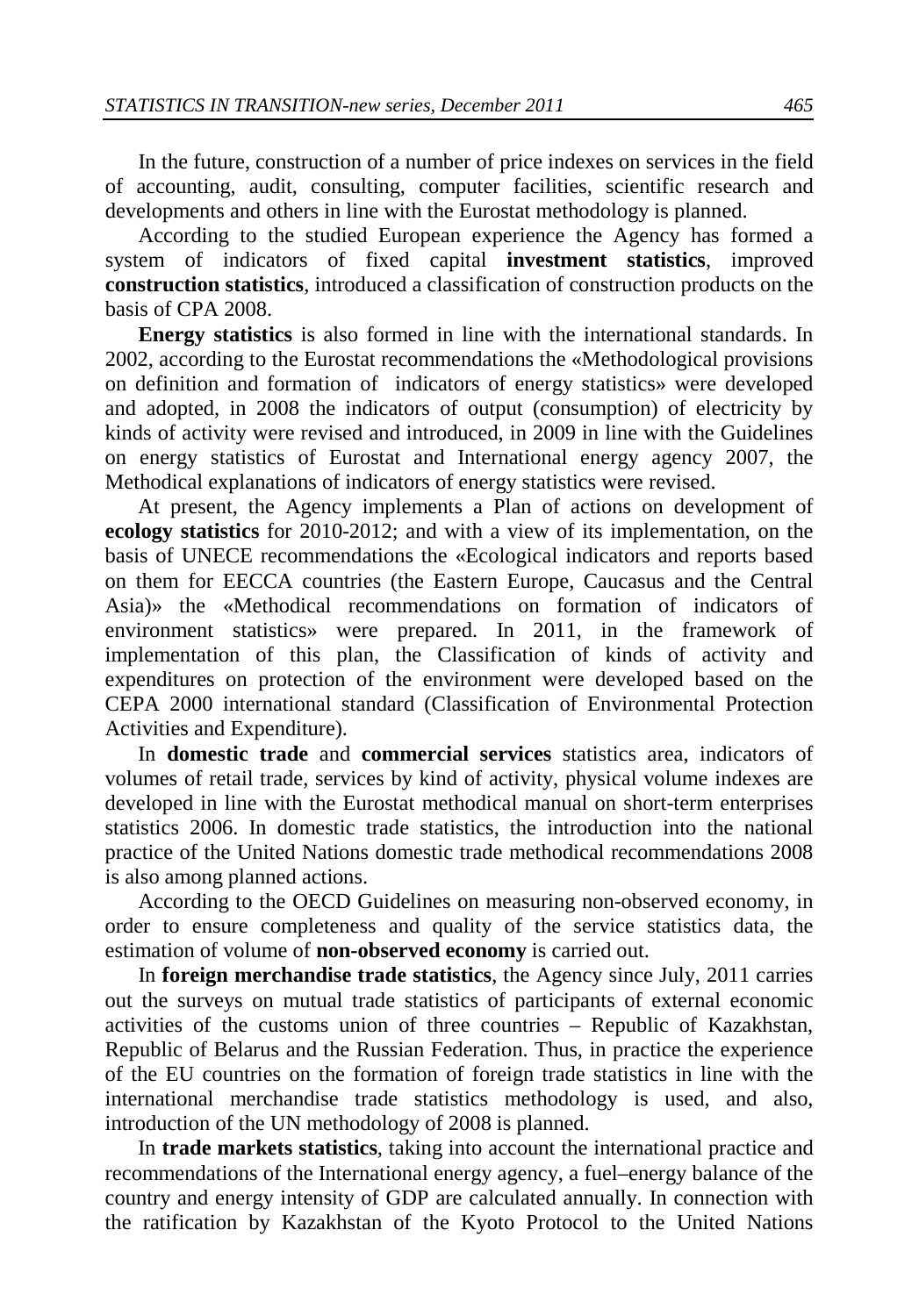In the future, construction of a number of price indexes on services in the field of accounting, audit, consulting, computer facilities, scientific research and developments and others in line with the Eurostat methodology is planned.

According to the studied European experience the Agency has formed a system of indicators of fixed capital **investment statistics**, improved **construction statistics**, introduced a classification of construction products on the basis of CPA 2008.

**Energy statistics** is also formed in line with the international standards. In 2002, according to the Eurostat recommendations the «Methodological provisions on definition and formation of indicators of energy statistics» were developed and adopted, in 2008 the indicators of output (consumption) of electricity by kinds of activity were revised and introduced, in 2009 in line with the Guidelines on energy statistics of Eurostat and International energy agency 2007, the Methodical explanations of indicators of energy statistics were revised.

At present, the Agency implements a Plan of actions on development of **ecology statistics** for 2010-2012; and with a view of its implementation, on the basis of UNECE recommendations the «Ecological indicators and reports based on them for EECCA countries (the Eastern Europe, Caucasus and the Central Asia)» the «Methodical recommendations on formation of indicators of environment statistics» were prepared. In 2011, in the framework of implementation of this plan, the Classification of kinds of activity and expenditures on protection of the environment were developed based on the CEPA 2000 international standard (Classification of Environmental Protection Activities and Expenditure).

In **domestic trade** and **commercial services** statistics area, indicators of volumes of retail trade, services by kind of activity, physical volume indexes are developed in line with the Eurostat methodical manual on short-term enterprises statistics 2006. In domestic trade statistics, the introduction into the national practice of the United Nations domestic trade methodical recommendations 2008 is also among planned actions.

According to the OECD Guidelines on measuring non-observed economy, in order to ensure completeness and quality of the service statistics data, the estimation of volume of **non-observed economy** is carried out.

In **foreign merchandise trade statistics**, the Agency since July, 2011 carries out the surveys on mutual trade statistics of participants of external economic activities of the customs union of three countries – Republic of Kazakhstan, Republic of Belarus and the Russian Federation. Thus, in practice the experience of the EU countries on the formation of foreign trade statistics in line with the international merchandise trade statistics methodology is used, and also, introduction of the UN methodology of 2008 is planned.

In **trade markets statistics**, taking into account the international practice and recommendations of the International energy agency, a fuel–energy balance of the country and energy intensity of GDP are calculated annually. In connection with the ratification by Kazakhstan of the Kyoto Protocol to the United Nations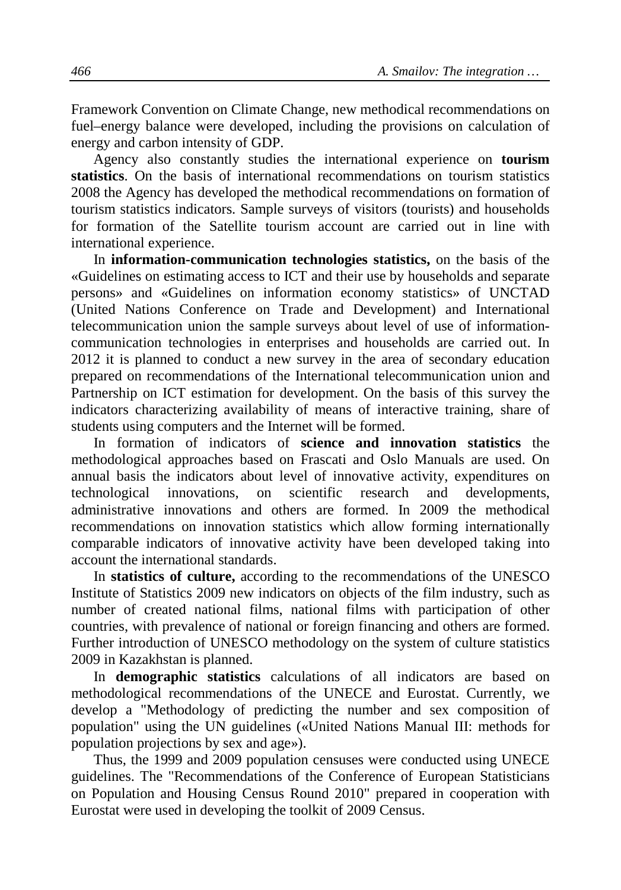Framework Convention on Climate Change, new methodical recommendations on fuel–energy balance were developed, including the provisions on calculation of energy and carbon intensity of GDP.

Agency also constantly studies the international experience on **tourism statistics**. On the basis of international recommendations on tourism statistics 2008 the Agency has developed the methodical recommendations on formation of tourism statistics indicators. Sample surveys of visitors (tourists) and households for formation of the Satellite tourism account are carried out in line with international experience.

In **information-communication technologies statistics,** on the basis of the «Guidelines on estimating access to ICT and their use by households and separate persons» and «Guidelines on information economy statistics» of UNCTAD (United Nations Conference on Trade and Development) and International telecommunication union the sample surveys about level of use of information-communication technologies in enterprises and households are carried out. In 2012 it is planned to conduct a new survey in the area of secondary education prepared on recommendations of the International telecommunication union and Partnership on ICT estimation for development. On the basis of this survey the indicators characterizing availability of means of interactive training, share of students using computers and the Internet will be formed.

In formation of indicators of **science and innovation statistics** the methodological approaches based on Frascati and Oslo Manuals are used. On annual basis the indicators about level of innovative activity, expenditures on technological innovations, on scientific research and developments, administrative innovations and others are formed. In 2009 the methodical recommendations on innovation statistics which allow forming internationally comparable indicators of innovative activity have been developed taking into account the international standards.

In **statistics of culture,** according to the recommendations of the UNESCO Institute of Statistics 2009 new indicators on objects of the film industry, such as number of created national films, national films with participation of other countries, with prevalence of national or foreign financing and others are formed. Further introduction of UNESCO methodology on the system of culture statistics 2009 in Kazakhstan is planned.

In **demographic statistics** calculations of all indicators are based on methodological recommendations of the UNECE and Eurostat. Currently, we develop a "Methodology of predicting the number and sex composition of population" using the UN guidelines («United Nations Manual III: methods for population projections by sex and age»).

Thus, the 1999 and 2009 population censuses were conducted using UNECE guidelines. The "Recommendations of the Conference of European Statisticians on Population and Housing Census Round 2010" prepared in cooperation with Eurostat were used in developing the toolkit of 2009 Census.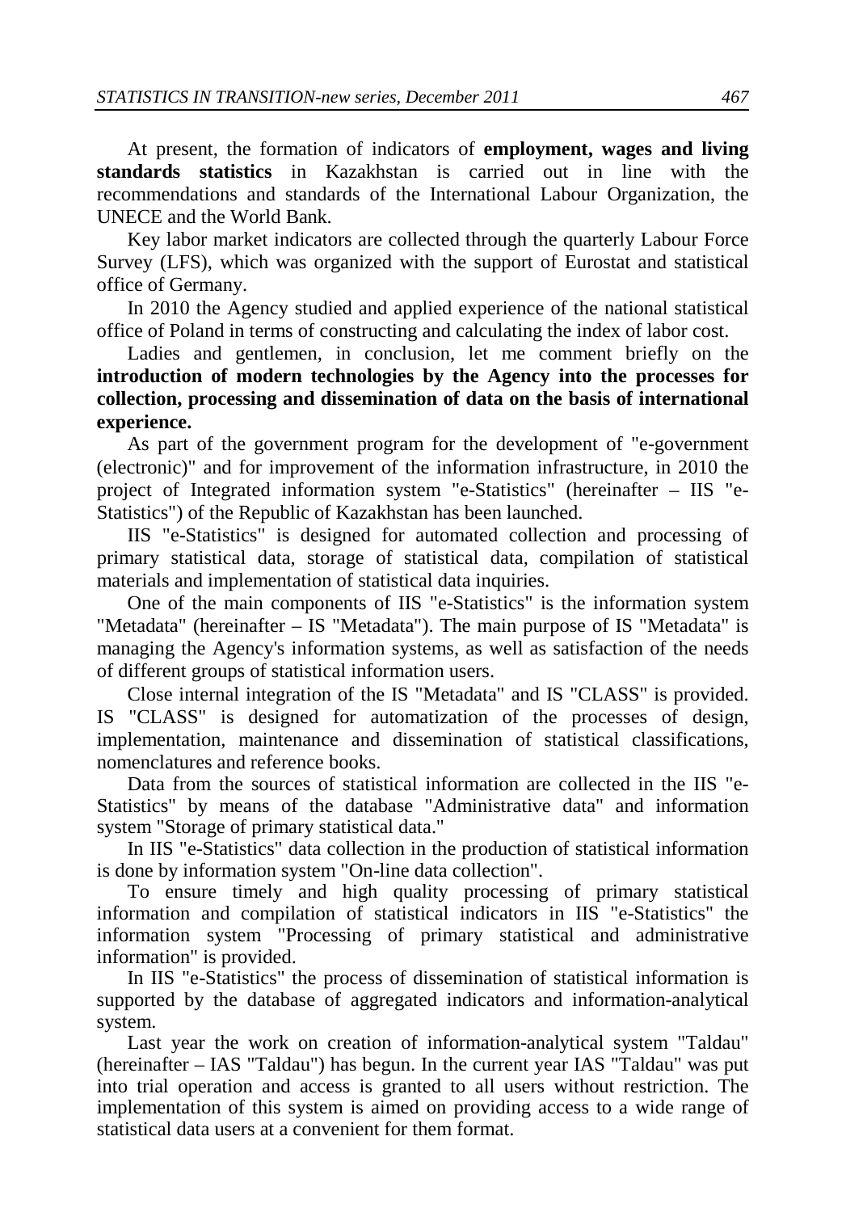At present, the formation of indicators of **employment, wages and living standards statistics** in Kazakhstan is carried out in line with the recommendations and standards of the International Labour Organization, the UNECE and the World Bank.

Key labor market indicators are collected through the quarterly Labour Force Survey (LFS), which was organized with the support of Eurostat and statistical office of Germany.

In 2010 the Agency studied and applied experience of the national statistical office of Poland in terms of constructing and calculating the index of labor cost.

Ladies and gentlemen, in conclusion, let me comment briefly on the **introduction of modern technologies by the Agency into the processes for collection, processing and dissemination of data on the basis of international experience.**

As part of the government program for the development of "e-government (electronic)" and for improvement of the information infrastructure, in 2010 the project of Integrated information system "e-Statistics" (hereinafter – IIS "e-Statistics") of the Republic of Kazakhstan has been launched.

IIS "e-Statistics" is designed for automated collection and processing of primary statistical data, storage of statistical data, compilation of statistical materials and implementation of statistical data inquiries.

One of the main components of IIS "e-Statistics" is the information system "Metadata" (hereinafter – IS "Metadata"). The main purpose of IS "Metadata" is managing the Agency's information systems, as well as satisfaction of the needs of different groups of statistical information users.

Close internal integration of the IS "Metadata" and IS "CLASS" is provided. IS "CLASS" is designed for automatization of the processes of design, implementation, maintenance and dissemination of statistical classifications, nomenclatures and reference books.

Data from the sources of statistical information are collected in the IIS "e-Statistics" by means of the database "Administrative data" and information system "Storage of primary statistical data."

In IIS "e-Statistics" data collection in the production of statistical information is done by information system "On-line data collection".

To ensure timely and high quality processing of primary statistical information and compilation of statistical indicators in IIS "e-Statistics" the information system "Processing of primary statistical and administrative information" is provided.

In IIS "e-Statistics" the process of dissemination of statistical information is supported by the database of aggregated indicators and information-analytical system.

Last year the work on creation of information-analytical system "Taldau" (hereinafter – IAS "Taldau") has begun. In the current year IAS "Taldau" was put into trial operation and access is granted to all users without restriction. The implementation of this system is aimed on providing access to a wide range of statistical data users at a convenient for them format.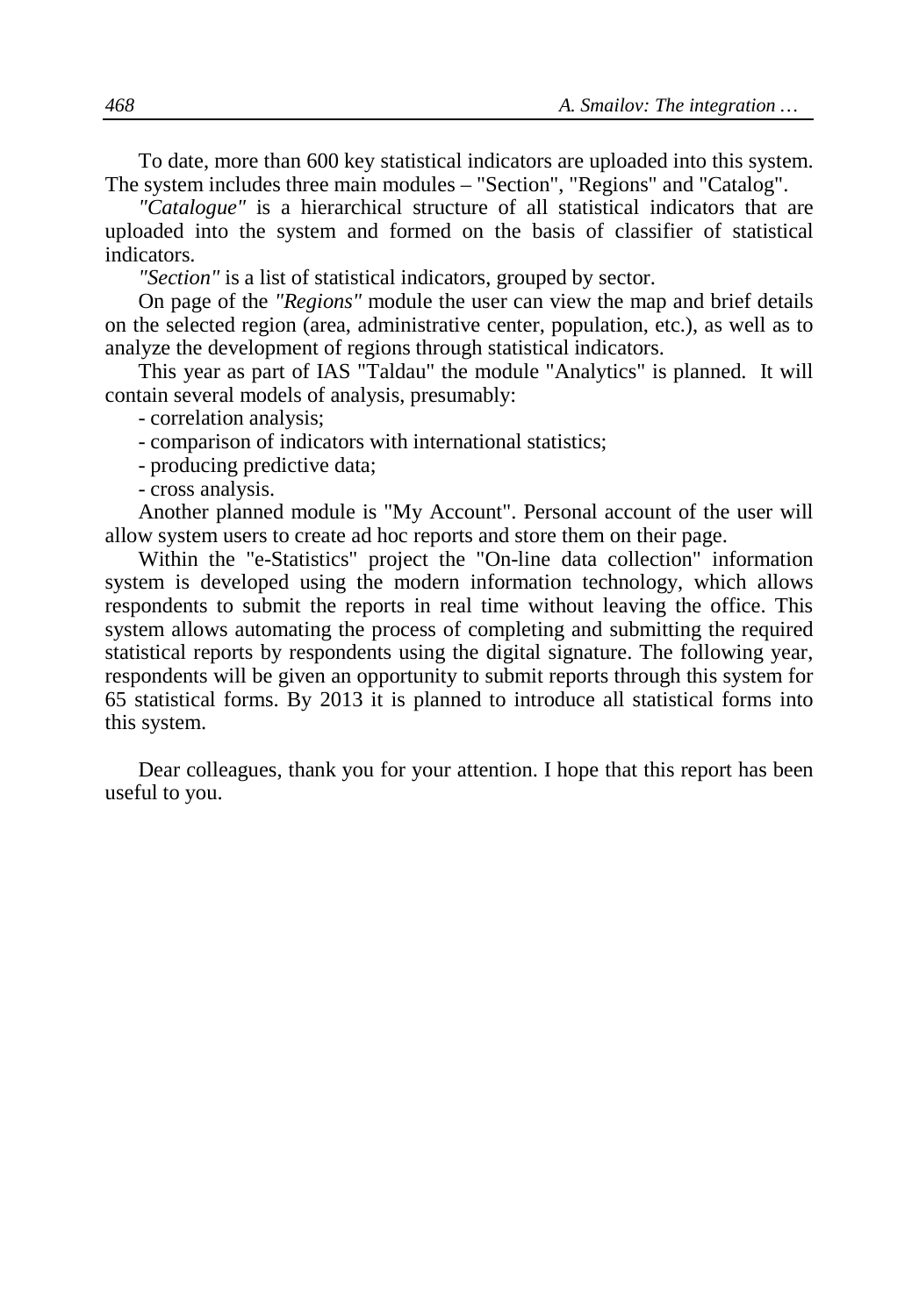To date, more than 600 key statistical indicators are uploaded into this system. The system includes three main modules – "Section", "Regions" and "Catalog".

*"Catalogue"* is a hierarchical structure of all statistical indicators that are uploaded into the system and formed on the basis of classifier of statistical indicators.

*"Section"* is a list of statistical indicators, grouped by sector.

On page of the *"Regions"* module the user can view the map and brief details on the selected region (area, administrative center, population, etc.), as well as to analyze the development of regions through statistical indicators.

This year as part of IAS "Taldau" the module "Analytics" is planned. It will contain several models of analysis, presumably:

- correlation analysis;
- comparison of indicators with international statistics;
- producing predictive data;
- cross analysis.

Another planned module is "My Account". Personal account of the user will allow system users to create ad hoc reports and store them on their page.

Within the "e-Statistics" project the "On-line data collection" information system is developed using the modern information technology, which allows respondents to submit the reports in real time without leaving the office. This system allows automating the process of completing and submitting the required statistical reports by respondents using the digital signature. The following year, respondents will be given an opportunity to submit reports through this system for 65 statistical forms. By 2013 it is planned to introduce all statistical forms into this system.

Dear colleagues, thank you for your attention. I hope that this report has been useful to you.